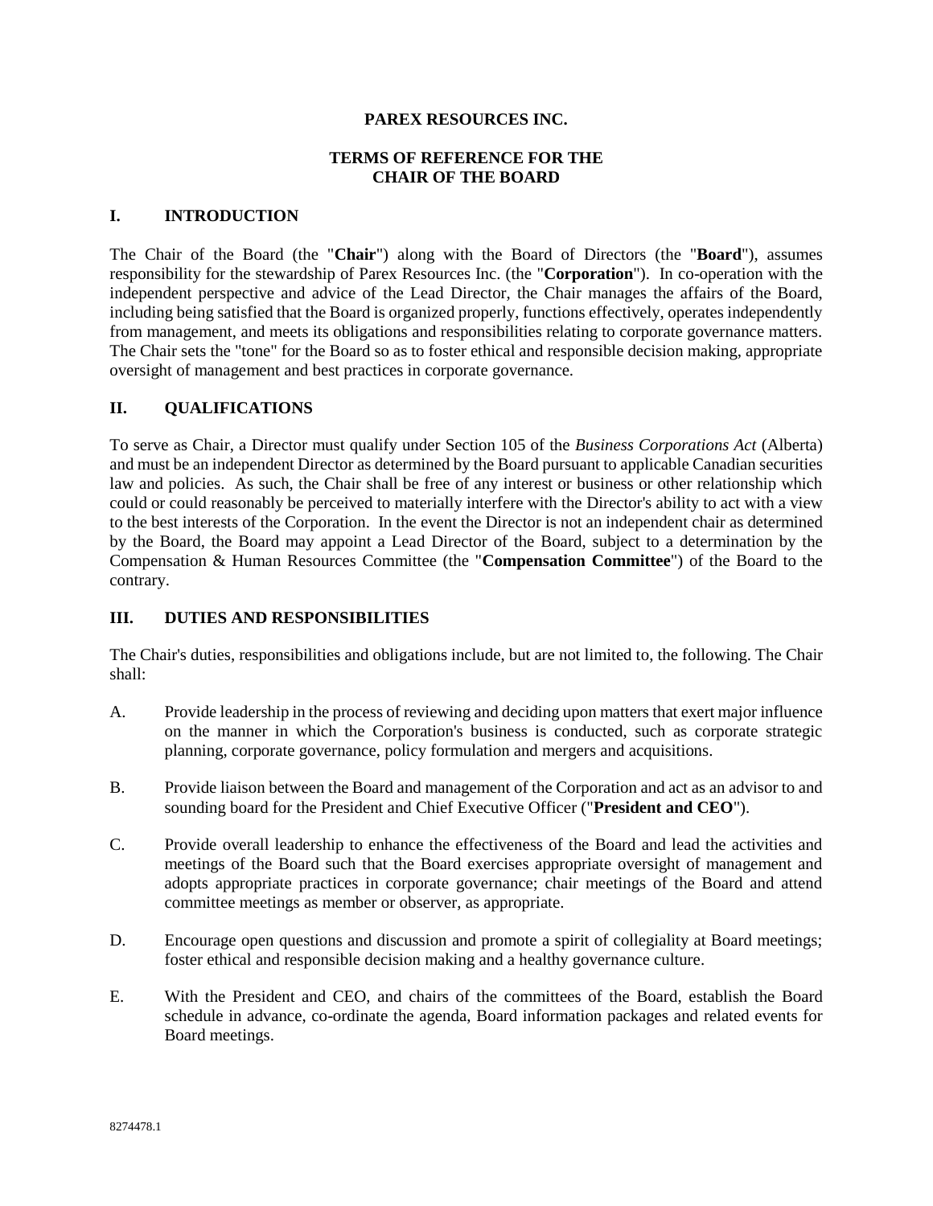**PAREX RESOURCES INC.**

**TERMS OF REFERENCE FOR THE CHAIR OF THE BOARD**

## I. INTRODUCTION

The Chair of the Board (the "**Chair**") along with the Board of Directors (the "**Board**"), assumes responsibility for the stewardship of Parex Resources Inc. (the "**Corporation**"). In co-operation with the independent perspective and advice of the Lead Director, the Chair manages the affairs of the Board, including being satisfied that the Board is organized properly, functions effectively, operates independently from management, and meets its obligations and responsibilities relating to corporate governance matters. The Chair sets the "tone" for the Board so as to foster ethical and responsible decision making, appropriate oversight of management and best practices in corporate governance.

## II. QUALIFICATIONS

To serve as Chair, a Director must qualify under Section 105 of the *Business Corporations Act* (Alberta) and must be an independent Director as determined by the Board pursuant to applicable Canadian securities law and policies. As such, the Chair shall be free of any interest or business or other relationship which could or could reasonably be perceived to materially interfere with the Director's ability to act with a view to the best interests of the Corporation. In the event the Director is not an independent chair as determined by the Board, the Board may appoint a Lead Director of the Board, subject to a determination by the Compensation & Human Resources Committee (the "**Compensation Committee**") of the Board to the contrary.

## III. DUTIES AND RESPONSIBILITIES

The Chair's duties, responsibilities and obligations include, but are not limited to, the following. The Chair shall:

A. Provide leadership in the process of reviewing and deciding upon matters that exert major influence on the manner in which the Corporation's business is conducted, such as corporate strategic planning, corporate governance, policy formulation and mergers and acquisitions.

B. Provide liaison between the Board and management of the Corporation and act as an advisor to and sounding board for the President and Chief Executive Officer ("**President and CEO**").

C. Provide overall leadership to enhance the effectiveness of the Board and lead the activities and meetings of the Board such that the Board exercises appropriate oversight of management and adopts appropriate practices in corporate governance; chair meetings of the Board and attend committee meetings as member or observer, as appropriate.

D. Encourage open questions and discussion and promote a spirit of collegiality at Board meetings; foster ethical and responsible decision making and a healthy governance culture.

E. With the President and CEO, and chairs of the committees of the Board, establish the Board schedule in advance, co-ordinate the agenda, Board information packages and related events for Board meetings.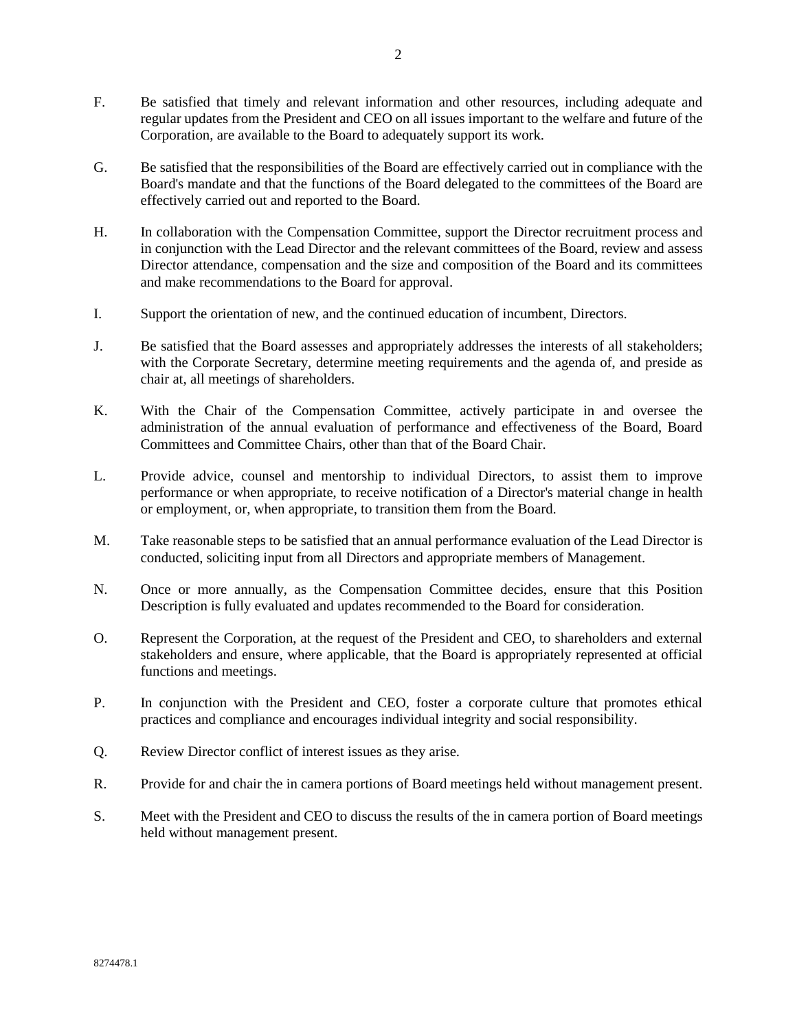F. Be satisfied that timely and relevant information and other resources, including adequate and regular updates from the President and CEO on all issues important to the welfare and future of the Corporation, are available to the Board to adequately support its work.

G. Be satisfied that the responsibilities of the Board are effectively carried out in compliance with the Board's mandate and that the functions of the Board delegated to the committees of the Board are effectively carried out and reported to the Board.

H. In collaboration with the Compensation Committee, support the Director recruitment process and in conjunction with the Lead Director and the relevant committees of the Board, review and assess Director attendance, compensation and the size and composition of the Board and its committees and make recommendations to the Board for approval.

I. Support the orientation of new, and the continued education of incumbent, Directors.

J. Be satisfied that the Board assesses and appropriately addresses the interests of all stakeholders; with the Corporate Secretary, determine meeting requirements and the agenda of, and preside as chair at, all meetings of shareholders.

K. With the Chair of the Compensation Committee, actively participate in and oversee the administration of the annual evaluation of performance and effectiveness of the Board, Board Committees and Committee Chairs, other than that of the Board Chair.

L. Provide advice, counsel and mentorship to individual Directors, to assist them to improve performance or when appropriate, to receive notification of a Director's material change in health or employment, or, when appropriate, to transition them from the Board.

M. Take reasonable steps to be satisfied that an annual performance evaluation of the Lead Director is conducted, soliciting input from all Directors and appropriate members of Management.

N. Once or more annually, as the Compensation Committee decides, ensure that this Position Description is fully evaluated and updates recommended to the Board for consideration.

O. Represent the Corporation, at the request of the President and CEO, to shareholders and external stakeholders and ensure, where applicable, that the Board is appropriately represented at official functions and meetings.

P. In conjunction with the President and CEO, foster a corporate culture that promotes ethical practices and compliance and encourages individual integrity and social responsibility.

Q. Review Director conflict of interest issues as they arise.

R. Provide for and chair the in camera portions of Board meetings held without management present.

S. Meet with the President and CEO to discuss the results of the in camera portion of Board meetings held without management present.

8274478.1